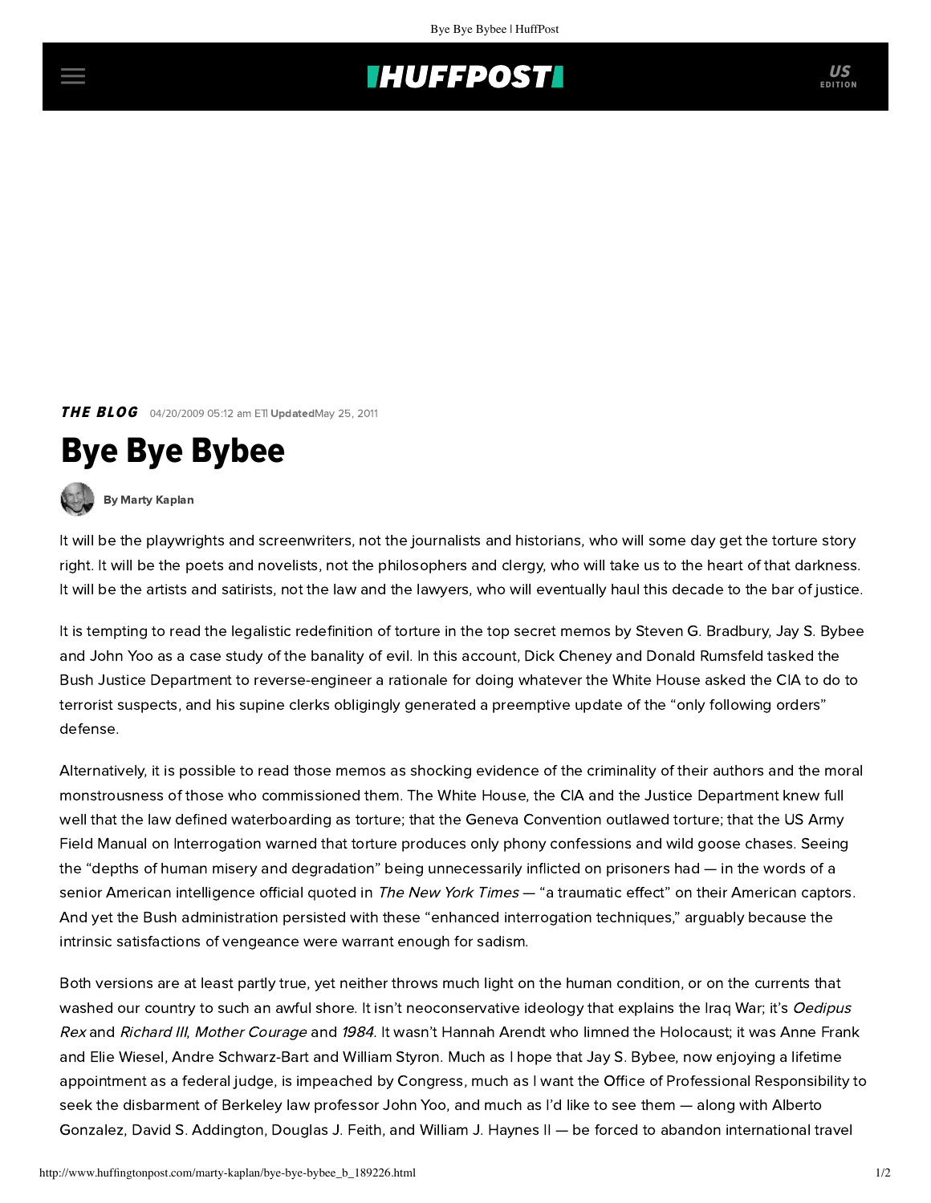**THE BLOG** 04/20/2009 05:12 am ET | **Updated** May 25, 2011

# Bye Bye Bybee

By Marty Kaplan

It will be the playwrights and screenwriters, not the journalists and historians, who will some day get the torture story right. It will be the poets and novelists, not the philosophers and clergy, who will take us to the heart of that darkness. It will be the artists and satirists, not the law and the lawyers, who will eventually haul this decade to the bar of justice.

It is tempting to read the legalistic redefinition of torture in the top secret memos by Steven G. Bradbury, Jay S. Bybee and John Yoo as a case study of the banality of evil. In this account, Dick Cheney and Donald Rumsfeld tasked the Bush Justice Department to reverse-engineer a rationale for doing whatever the White House asked the CIA to do to terrorist suspects, and his supine clerks obligingly generated a preemptive update of the "only following orders" defense.

Alternatively, it is possible to read those memos as shocking evidence of the criminality of their authors and the moral monstrousness of those who commissioned them. The White House, the CIA and the Justice Department knew full well that the law defined waterboarding as torture; that the Geneva Convention outlawed torture; that the US Army Field Manual on Interrogation warned that torture produces only phony confessions and wild goose chases. Seeing the "depths of human misery and degradation" being unnecessarily inflicted on prisoners had — in the words of a senior American intelligence official quoted in *The New York Times* — "a traumatic effect" on their American captors. And yet the Bush administration persisted with these "enhanced interrogation techniques," arguably because the intrinsic satisfactions of vengeance were warrant enough for sadism.

Both versions are at least partly true, yet neither throws much light on the human condition, or on the currents that washed our country to such an awful shore. It isn't neoconservative ideology that explains the Iraq War; it's *Oedipus Rex* and *Richard III*, *Mother Courage* and *1984*. It wasn't Hannah Arendt who limned the Holocaust; it was Anne Frank and Elie Wiesel, Andre Schwarz-Bart and William Styron. Much as I hope that Jay S. Bybee, now enjoying a lifetime appointment as a federal judge, is impeached by Congress, much as I want the Office of Professional Responsibility to seek the disbarment of Berkeley law professor John Yoo, and much as I'd like to see them — along with Alberto Gonzalez, David S. Addington, Douglas J. Feith, and William J. Haynes II — be forced to abandon international travel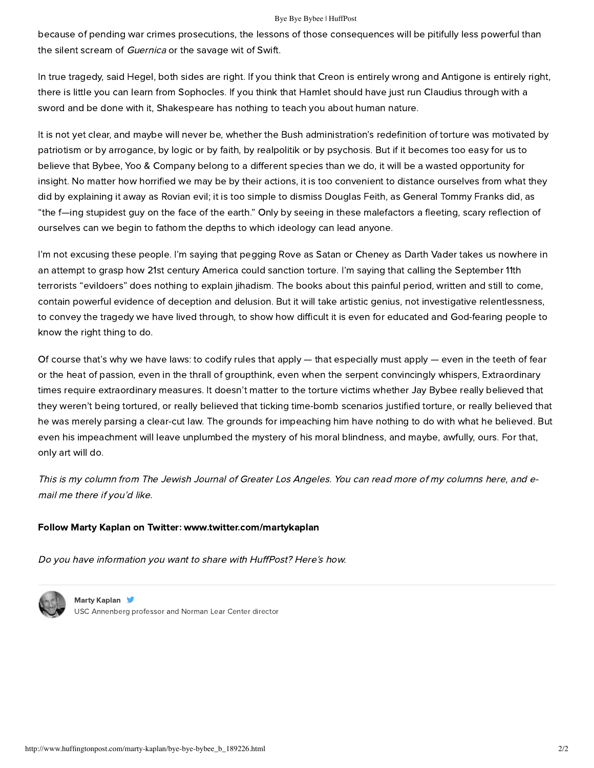because of pending war crimes prosecutions, the lessons of those consequences will be pitifully less powerful than the silent scream of *Guernica* or the savage wit of Swift.

In true tragedy, said Hegel, both sides are right. If you think that Creon is entirely wrong and Antigone is entirely right, there is little you can learn from Sophocles. If you think that Hamlet should have just run Claudius through with a sword and be done with it, Shakespeare has nothing to teach you about human nature.

It is not yet clear, and maybe will never be, whether the Bush administration's redefinition of torture was motivated by patriotism or by arrogance, by logic or by faith, by realpolitik or by psychosis. But if it becomes too easy for us to believe that Bybee, Yoo & Company belong to a different species than we do, it will be a wasted opportunity for insight. No matter how horrified we may be by their actions, it is too convenient to distance ourselves from what they did by explaining it away as Rovian evil; it is too simple to dismiss Douglas Feith, as General Tommy Franks did, as "the f—ing stupidest guy on the face of the earth." Only by seeing in these malefactors a fleeting, scary reflection of ourselves can we begin to fathom the depths to which ideology can lead anyone.

I'm not excusing these people. I'm saying that pegging Rove as Satan or Cheney as Darth Vader takes us nowhere in an attempt to grasp how 21st century America could sanction torture. I'm saying that calling the September 11th terrorists "evildoers" does nothing to explain jihadism. The books about this painful period, written and still to come, contain powerful evidence of deception and delusion. But it will take artistic genius, not investigative relentlessness, to convey the tragedy we have lived through, to show how difficult it is even for educated and God-fearing people to know the right thing to do.

Of course that's why we have laws: to codify rules that apply — that especially must apply — even in the teeth of fear or the heat of passion, even in the thrall of groupthink, even when the serpent convincingly whispers, Extraordinary times require extraordinary measures. It doesn't matter to the torture victims whether Jay Bybee really believed that they weren't being tortured, or really believed that ticking time-bomb scenarios justified torture, or really believed that he was merely parsing a clear-cut law. The grounds for impeaching him have nothing to do with what he believed. But even his impeachment will leave unplumbed the mystery of his moral blindness, and maybe, awfully, ours. For that, only art will do.

*This is my column from The Jewish Journal of Greater Los Angeles. You can read more of my columns here, and e-mail me there if you'd like.*

**Follow Marty Kaplan on Twitter: www.twitter.com/martykaplan**

*Do you have information you want to share with HuffPost? Here's how.*

**Marty Kaplan**
USC Annenberg professor and Norman Lear Center director